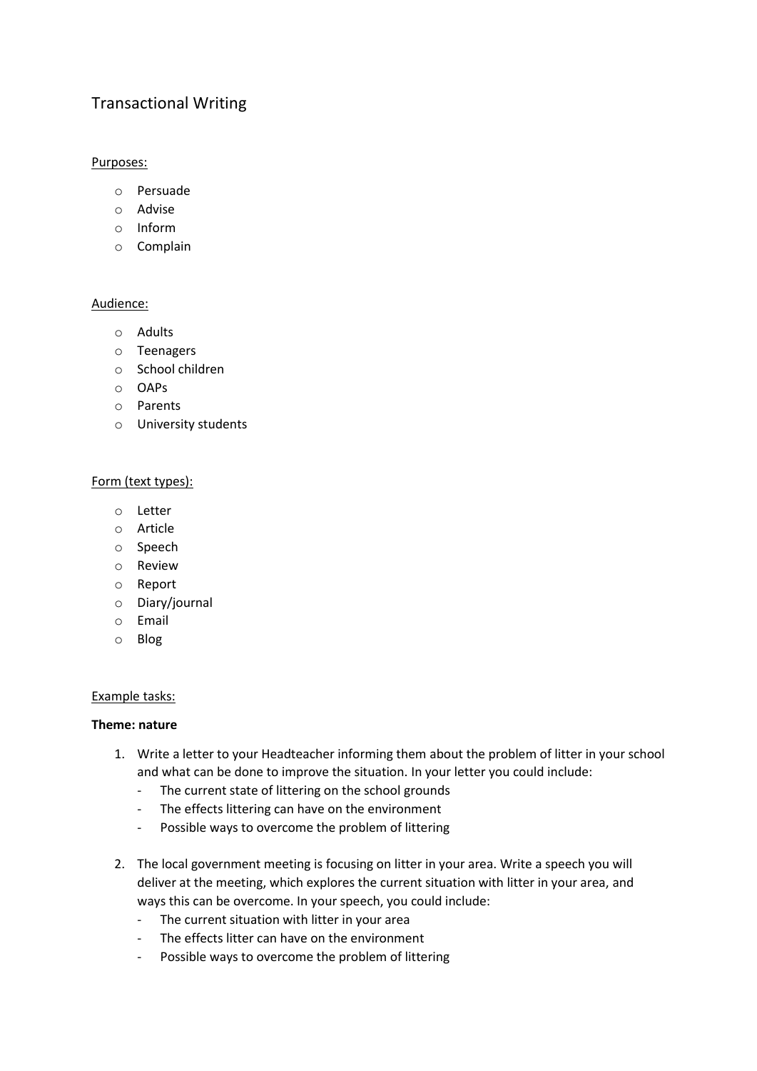# Transactional Writing

<u>Purposes:</u>

- Persuade
- Advise
- Inform
- Complain

<u>Audience:</u>

- Adults
- Teenagers
- School children
- OAPs
- Parents
- University students

<u>Form (text types):</u>

- Letter
- Article
- Speech
- Review
- Report
- Diary/journal
- Email
- Blog

<u>Example tasks:</u>

**Theme: nature**

1. Write a letter to your Headteacher informing them about the problem of litter in your school and what can be done to improve the situation. In your letter you could include:
   - The current state of littering on the school grounds
   - The effects littering can have on the environment
   - Possible ways to overcome the problem of littering

2. The local government meeting is focusing on litter in your area. Write a speech you will deliver at the meeting, which explores the current situation with litter in your area, and ways this can be overcome. In your speech, you could include:
   - The current situation with litter in your area
   - The effects litter can have on the environment
   - Possible ways to overcome the problem of littering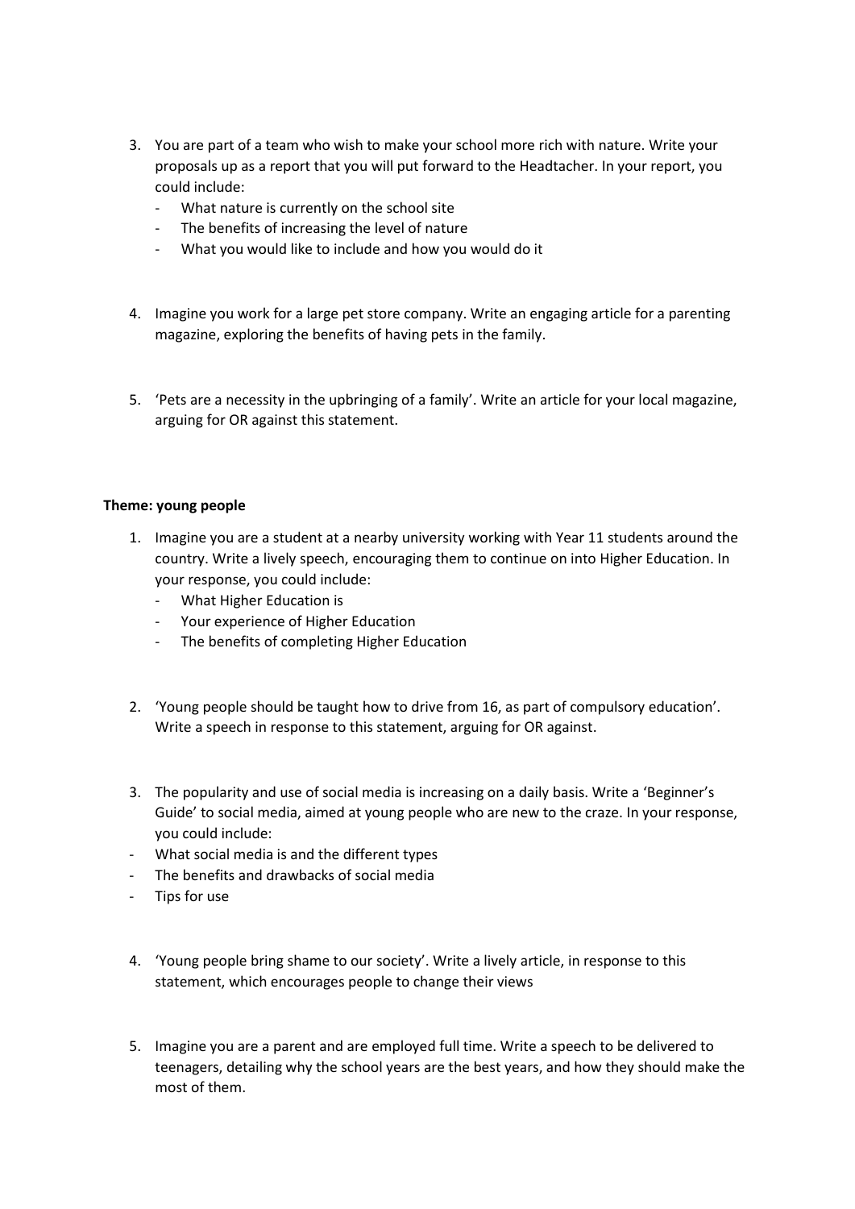3. You are part of a team who wish to make your school more rich with nature. Write your proposals up as a report that you will put forward to the Headtacher. In your report, you could include:
   - What nature is currently on the school site
   - The benefits of increasing the level of nature
   - What you would like to include and how you would do it

4. Imagine you work for a large pet store company. Write an engaging article for a parenting magazine, exploring the benefits of having pets in the family.

5. 'Pets are a necessity in the upbringing of a family'. Write an article for your local magazine, arguing for OR against this statement.

**Theme: young people**

1. Imagine you are a student at a nearby university working with Year 11 students around the country. Write a lively speech, encouraging them to continue on into Higher Education. In your response, you could include:
   - What Higher Education is
   - Your experience of Higher Education
   - The benefits of completing Higher Education

2. 'Young people should be taught how to drive from 16, as part of compulsory education'. Write a speech in response to this statement, arguing for OR against.

3. The popularity and use of social media is increasing on a daily basis. Write a 'Beginner's Guide' to social media, aimed at young people who are new to the craze. In your response, you could include:

- What social media is and the different types
- The benefits and drawbacks of social media
- Tips for use

4. 'Young people bring shame to our society'. Write a lively article, in response to this statement, which encourages people to change their views

5. Imagine you are a parent and are employed full time. Write a speech to be delivered to teenagers, detailing why the school years are the best years, and how they should make the most of them.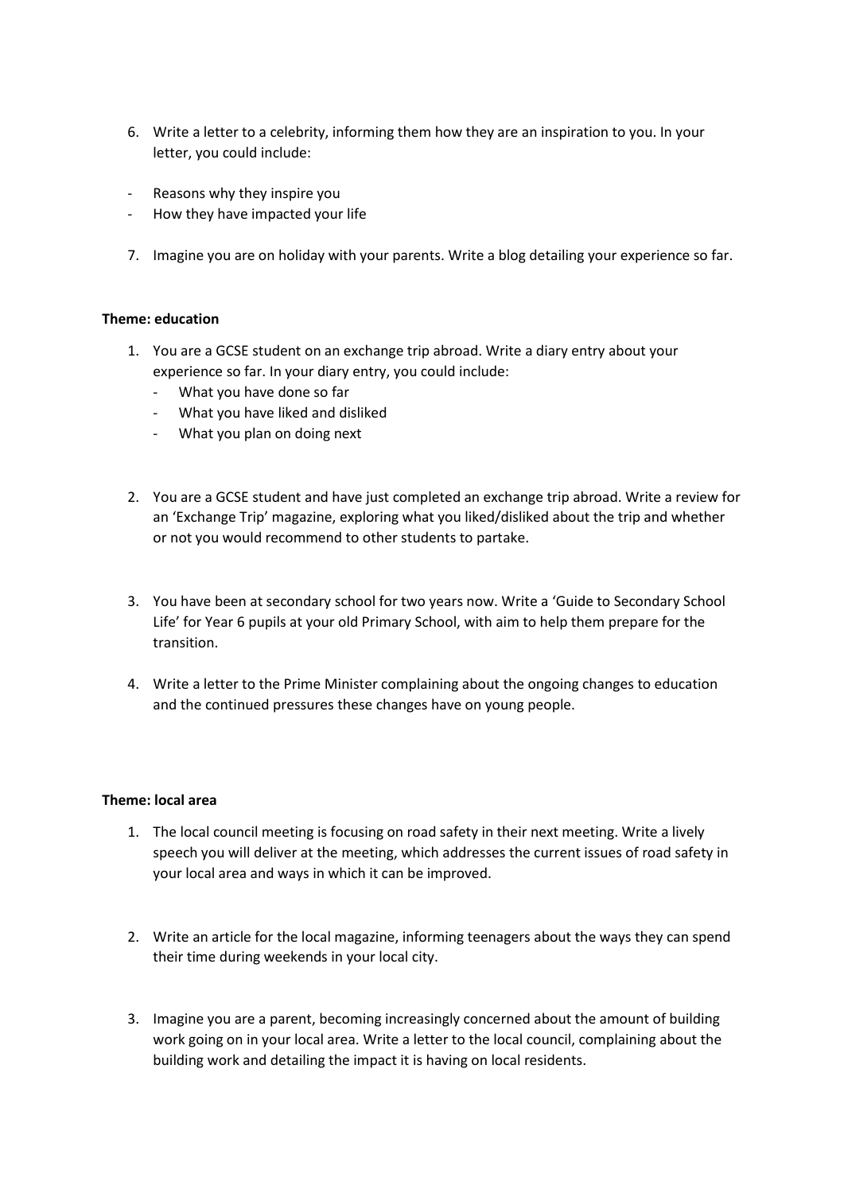6. Write a letter to a celebrity, informing them how they are an inspiration to you. In your letter, you could include:

- Reasons why they inspire you
- How they have impacted your life

7. Imagine you are on holiday with your parents. Write a blog detailing your experience so far.

**Theme: education**

1. You are a GCSE student on an exchange trip abroad. Write a diary entry about your experience so far. In your diary entry, you could include:
    - What you have done so far
    - What you have liked and disliked
    - What you plan on doing next

2. You are a GCSE student and have just completed an exchange trip abroad. Write a review for an 'Exchange Trip' magazine, exploring what you liked/disliked about the trip and whether or not you would recommend to other students to partake.

3. You have been at secondary school for two years now. Write a 'Guide to Secondary School Life' for Year 6 pupils at your old Primary School, with aim to help them prepare for the transition.

4. Write a letter to the Prime Minister complaining about the ongoing changes to education and the continued pressures these changes have on young people.

**Theme: local area**

1. The local council meeting is focusing on road safety in their next meeting. Write a lively speech you will deliver at the meeting, which addresses the current issues of road safety in your local area and ways in which it can be improved.

2. Write an article for the local magazine, informing teenagers about the ways they can spend their time during weekends in your local city.

3. Imagine you are a parent, becoming increasingly concerned about the amount of building work going on in your local area. Write a letter to the local council, complaining about the building work and detailing the impact it is having on local residents.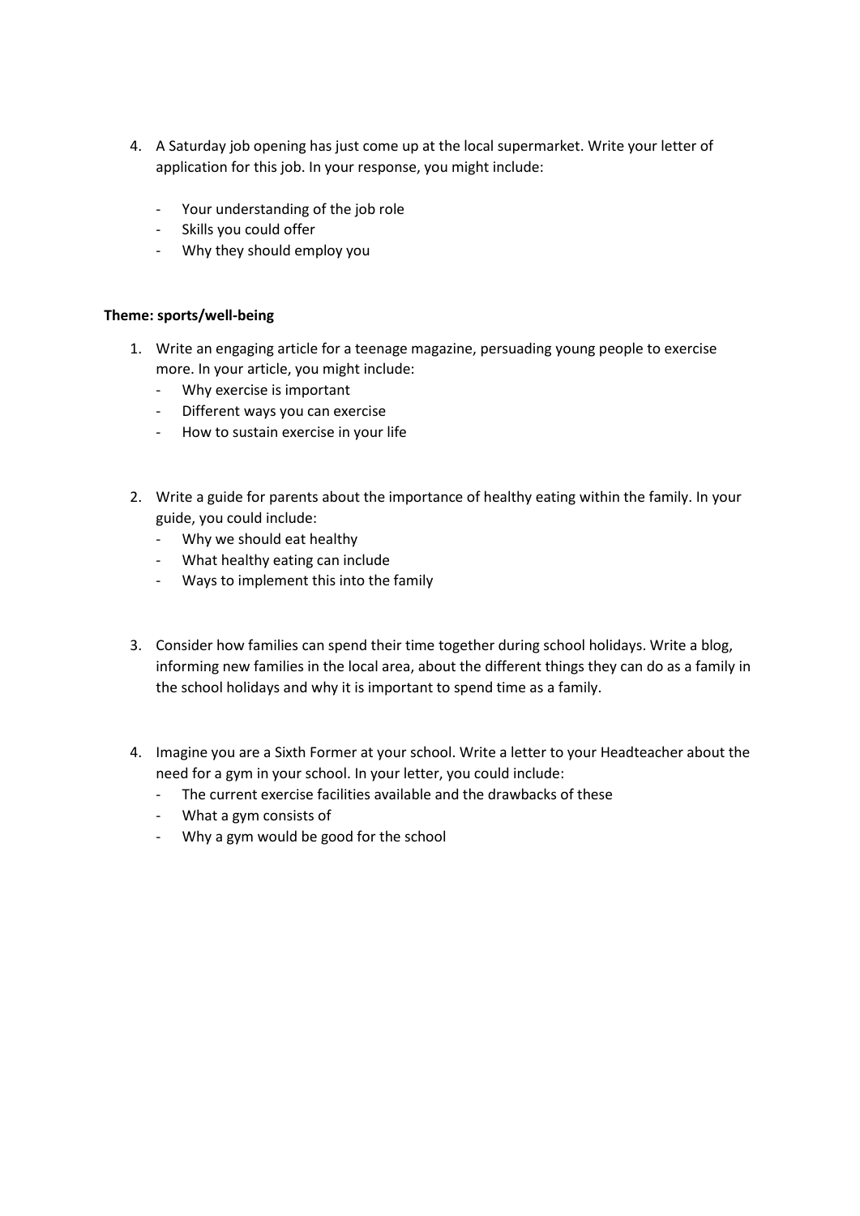4. A Saturday job opening has just come up at the local supermarket. Write your letter of application for this job. In your response, you might include:

    - Your understanding of the job role
    - Skills you could offer
    - Why they should employ you

**Theme: sports/well-being**

1. Write an engaging article for a teenage magazine, persuading young people to exercise more. In your article, you might include:
    - Why exercise is important
    - Different ways you can exercise
    - How to sustain exercise in your life

2. Write a guide for parents about the importance of healthy eating within the family. In your guide, you could include:
    - Why we should eat healthy
    - What healthy eating can include
    - Ways to implement this into the family

3. Consider how families can spend their time together during school holidays. Write a blog, informing new families in the local area, about the different things they can do as a family in the school holidays and why it is important to spend time as a family.

4. Imagine you are a Sixth Former at your school. Write a letter to your Headteacher about the need for a gym in your school. In your letter, you could include:
    - The current exercise facilities available and the drawbacks of these
    - What a gym consists of
    - Why a gym would be good for the school